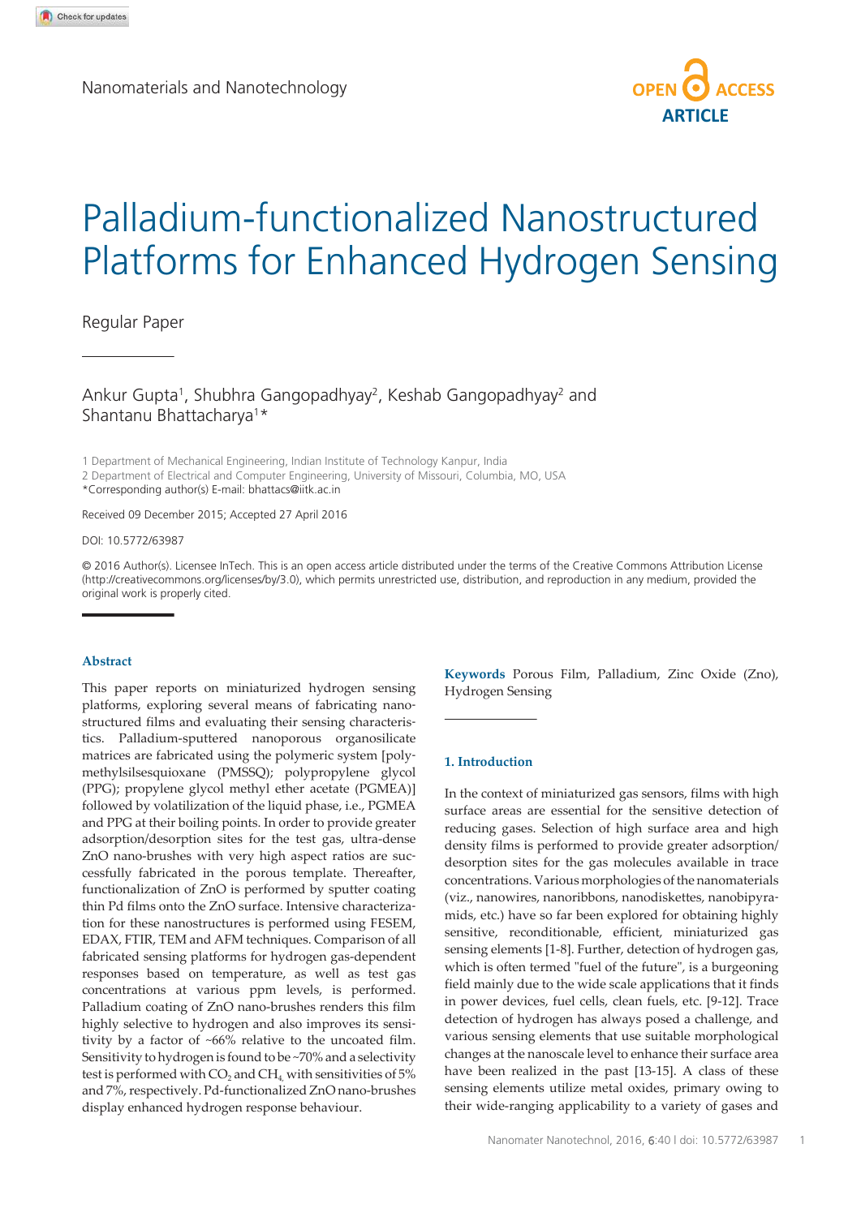Nanomaterials and Nanotechnology

OPEN ACCESS ARTICLE

# Palladium-functionalized Nanostructured Platforms for Enhanced Hydrogen Sensing

Regular Paper

Ankur Gupta[1], Shubhra Gangopadhyay[2], Keshab Gangopadhyay[2] and Shantanu Bhattacharya[1]*

1 Department of Mechanical Engineering, Indian Institute of Technology Kanpur, India
2 Department of Electrical and Computer Engineering, University of Missouri, Columbia, MO, USA
*Corresponding author(s) E-mail: bhattacs@iitk.ac.in

Received 09 December 2015; Accepted 27 April 2016

DOI: 10.5772/63987

© 2016 Author(s). Licensee InTech. This is an open access article distributed under the terms of the Creative Commons Attribution License (http://creativecommons.org/licenses/by/3.0), which permits unrestricted use, distribution, and reproduction in any medium, provided the original work is properly cited.

## Abstract

This paper reports on miniaturized hydrogen sensing platforms, exploring several means of fabricating nanostructured films and evaluating their sensing characteristics. Palladium-sputtered nanoporous organosilicate matrices are fabricated using the polymeric system [polymethylsilsesquioxane (PMSSQ); polypropylene glycol (PPG); propylene glycol methyl ether acetate (PGMEA)] followed by volatilization of the liquid phase, i.e., PGMEA and PPG at their boiling points. In order to provide greater adsorption/desorption sites for the test gas, ultra-dense ZnO nano-brushes with very high aspect ratios are successfully fabricated in the porous template. Thereafter, functionalization of ZnO is performed by sputter coating thin Pd films onto the ZnO surface. Intensive characterization for these nanostructures is performed using FESEM, EDAX, FTIR, TEM and AFM techniques. Comparison of all fabricated sensing platforms for hydrogen gas-dependent responses based on temperature, as well as test gas concentrations at various ppm levels, is performed. Palladium coating of ZnO nano-brushes renders this film highly selective to hydrogen and also improves its sensitivity by a factor of ~66% relative to the uncoated film. Sensitivity to hydrogen is found to be ~70% and a selectivity test is performed with $CO_2$ and $CH_4$ with sensitivities of 5% and 7%, respectively. Pd-functionalized ZnO nano-brushes display enhanced hydrogen response behaviour.

**Keywords** Porous Film, Palladium, Zinc Oxide (Zno), Hydrogen Sensing

## 1. Introduction

In the context of miniaturized gas sensors, films with high surface areas are essential for the sensitive detection of reducing gases. Selection of high surface area and high density films is performed to provide greater adsorption/desorption sites for the gas molecules available in trace concentrations. Various morphologies of the nanomaterials (viz., nanowires, nanoribbons, nanodiskettes, nanobipyramids, etc.) have so far been explored for obtaining highly sensitive, reconditionable, efficient, miniaturized gas sensing elements [1-8]. Further, detection of hydrogen gas, which is often termed "fuel of the future", is a burgeoning field mainly due to the wide scale applications that it finds in power devices, fuel cells, clean fuels, etc. [9-12]. Trace detection of hydrogen has always posed a challenge, and various sensing elements that use suitable morphological changes at the nanoscale level to enhance their surface area have been realized in the past [13-15]. A class of these sensing elements utilize metal oxides, primary owing to their wide-ranging applicability to a variety of gases and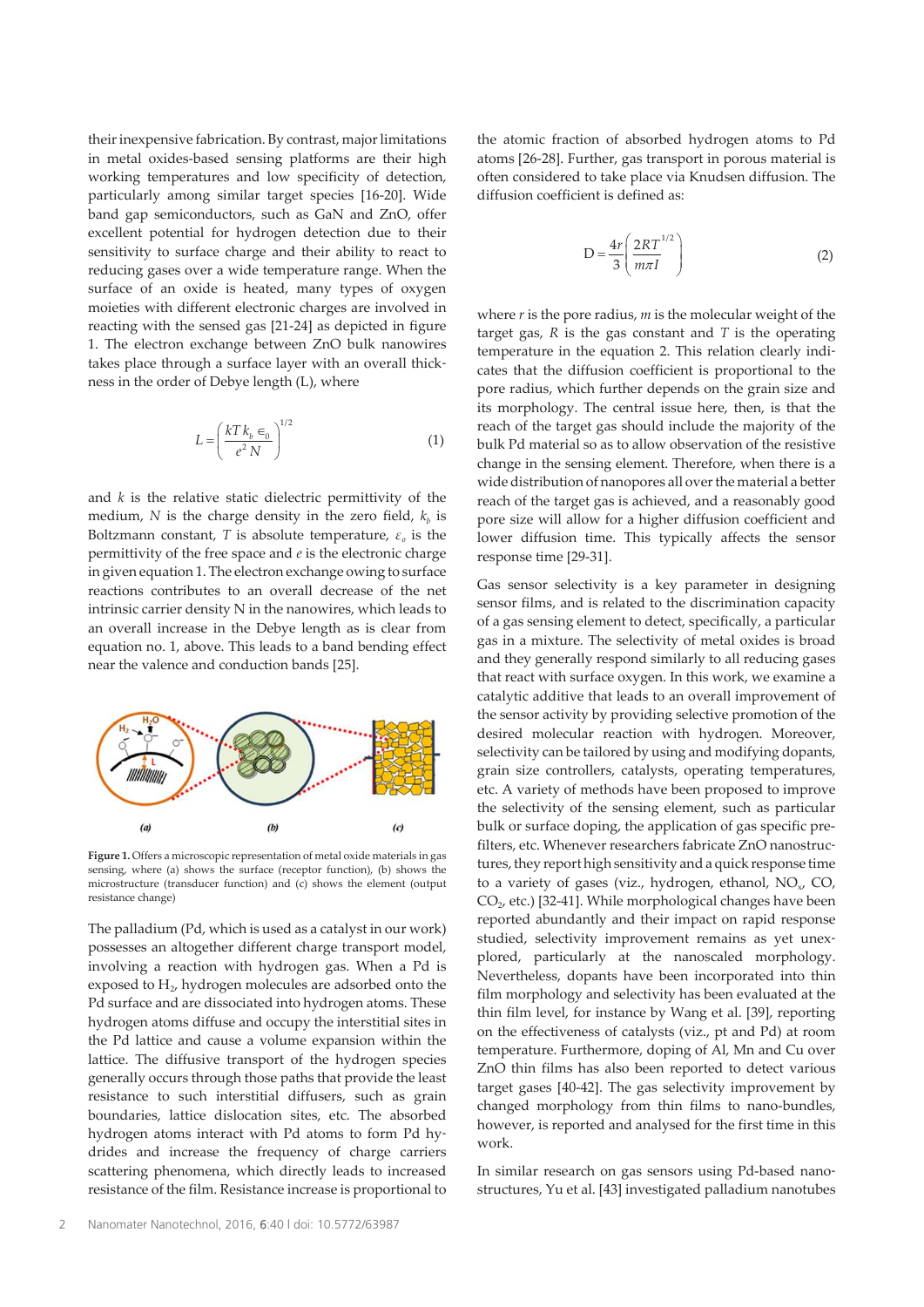their inexpensive fabrication. By contrast, major limitations in metal oxides-based sensing platforms are their high working temperatures and low specificity of detection, particularly among similar target species [16-20]. Wide band gap semiconductors, such as GaN and ZnO, offer excellent potential for hydrogen detection due to their sensitivity to surface charge and their ability to react to reducing gases over a wide temperature range. When the surface of an oxide is heated, many types of oxygen moieties with different electronic charges are involved in reacting with the sensed gas [21-24] as depicted in figure 1. The electron exchange between ZnO bulk nanowires takes place through a surface layer with an overall thickness in the order of Debye length (L), where

$$L = \left( \frac{kT\,k_b\,\epsilon_0}{e^2 N} \right)^{1/2} \tag{1}$$

and $k$ is the relative static dielectric permittivity of the medium, $N$ is the charge density in the zero field, $k_b$ is Boltzmann constant, $T$ is absolute temperature, $\varepsilon_o$ is the permittivity of the free space and $e$ is the electronic charge in given equation 1. The electron exchange owing to surface reactions contributes to an overall decrease of the net intrinsic carrier density N in the nanowires, which leads to an overall increase in the Debye length as is clear from equation no. 1, above. This leads to a band bending effect near the valence and conduction bands [25].

**Figure 1.** Offers a microscopic representation of metal oxide materials in gas sensing, where (a) shows the surface (receptor function), (b) shows the microstructure (transducer function) and (c) shows the element (output resistance change)

The palladium (Pd, which is used as a catalyst in our work) possesses an altogether different charge transport model, involving a reaction with hydrogen gas. When a Pd is exposed to $H_2$, hydrogen molecules are adsorbed onto the Pd surface and are dissociated into hydrogen atoms. These hydrogen atoms diffuse and occupy the interstitial sites in the Pd lattice and cause a volume expansion within the lattice. The diffusive transport of the hydrogen species generally occurs through those paths that provide the least resistance to such interstitial diffusers, such as grain boundaries, lattice dislocation sites, etc. The absorbed hydrogen atoms interact with Pd atoms to form Pd hydrides and increase the frequency of charge carriers scattering phenomena, which directly leads to increased resistance of the film. Resistance increase is proportional to the atomic fraction of absorbed hydrogen atoms to Pd atoms [26-28]. Further, gas transport in porous material is often considered to take place via Knudsen diffusion. The diffusion coefficient is defined as:

$$D = \frac{4r}{3}\left( \frac{2RT}{m\pi I}^{1/2} \right) \tag{2}$$

where $r$ is the pore radius, $m$ is the molecular weight of the target gas, $R$ is the gas constant and $T$ is the operating temperature in the equation 2. This relation clearly indicates that the diffusion coefficient is proportional to the pore radius, which further depends on the grain size and its morphology. The central issue here, then, is that the reach of the target gas should include the majority of the bulk Pd material so as to allow observation of the resistive change in the sensing element. Therefore, when there is a wide distribution of nanopores all over the material a better reach of the target gas is achieved, and a reasonably good pore size will allow for a higher diffusion coefficient and lower diffusion time. This typically affects the sensor response time [29-31].

Gas sensor selectivity is a key parameter in designing sensor films, and is related to the discrimination capacity of a gas sensing element to detect, specifically, a particular gas in a mixture. The selectivity of metal oxides is broad and they generally respond similarly to all reducing gases that react with surface oxygen. In this work, we examine a catalytic additive that leads to an overall improvement of the sensor activity by providing selective promotion of the desired molecular reaction with hydrogen. Moreover, selectivity can be tailored by using and modifying dopants, grain size controllers, catalysts, operating temperatures, etc. A variety of methods have been proposed to improve the selectivity of the sensing element, such as particular bulk or surface doping, the application of gas specific pre-filters, etc. Whenever researchers fabricate ZnO nanostructures, they report high sensitivity and a quick response time to a variety of gases (viz., hydrogen, ethanol, $NO_x$, CO, $CO_2$, etc.) [32-41]. While morphological changes have been reported abundantly and their impact on rapid response studied, selectivity improvement remains as yet unexplored, particularly at the nanoscaled morphology. Nevertheless, dopants have been incorporated into thin film morphology and selectivity has been evaluated at the thin film level, for instance by Wang et al. [39], reporting on the effectiveness of catalysts (viz., pt and Pd) at room temperature. Furthermore, doping of Al, Mn and Cu over ZnO thin films has also been reported to detect various target gases [40-42]. The gas selectivity improvement by changed morphology from thin films to nano-bundles, however, is reported and analysed for the first time in this work.

In similar research on gas sensors using Pd-based nanostructures, Yu et al. [43] investigated palladium nanotubes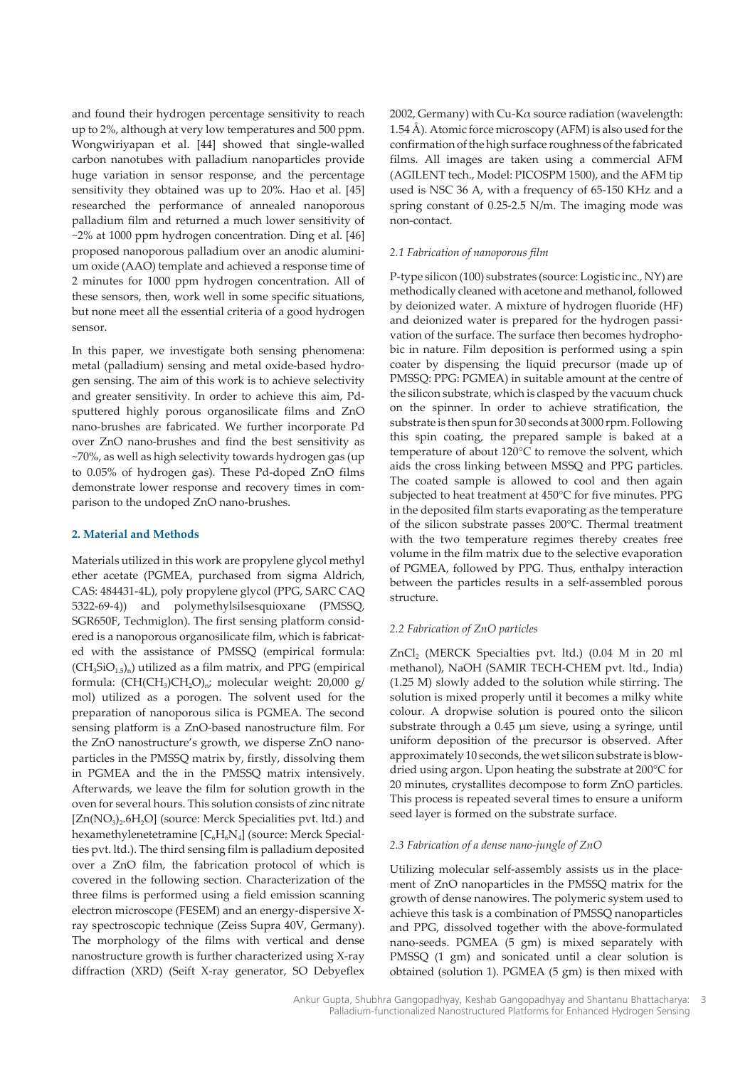and found their hydrogen percentage sensitivity to reach up to 2%, although at very low temperatures and 500 ppm. Wongwiriyapan et al. [44] showed that single-walled carbon nanotubes with palladium nanoparticles provide huge variation in sensor response, and the percentage sensitivity they obtained was up to 20%. Hao et al. [45] researched the performance of annealed nanoporous palladium film and returned a much lower sensitivity of ~2% at 1000 ppm hydrogen concentration. Ding et al. [46] proposed nanoporous palladium over an anodic aluminium oxide (AAO) template and achieved a response time of 2 minutes for 1000 ppm hydrogen concentration. All of these sensors, then, work well in some specific situations, but none meet all the essential criteria of a good hydrogen sensor.

In this paper, we investigate both sensing phenomena: metal (palladium) sensing and metal oxide-based hydrogen sensing. The aim of this work is to achieve selectivity and greater sensitivity. In order to achieve this aim, Pd-sputtered highly porous organosilicate films and ZnO nano-brushes are fabricated. We further incorporate Pd over ZnO nano-brushes and find the best sensitivity as ~70%, as well as high selectivity towards hydrogen gas (up to 0.05% of hydrogen gas). These Pd-doped ZnO films demonstrate lower response and recovery times in comparison to the undoped ZnO nano-brushes.

## 2. Material and Methods

Materials utilized in this work are propylene glycol methyl ether acetate (PGMEA, purchased from sigma Aldrich, CAS: 484431-4L), poly propylene glycol (PPG, SARC CAQ 5322-69-4)) and polymethylsilsesquioxane (PMSSQ, SGR650F, Techmiglon). The first sensing platform considered is a nanoporous organosilicate film, which is fabricated with the assistance of PMSSQ (empirical formula: $(CH_3SiO_{1.5})_n$) utilized as a film matrix, and PPG (empirical formula: $(CH(CH_3)CH_2O)_n$; molecular weight: 20,000 g/mol) utilized as a porogen. The solvent used for the preparation of nanoporous silica is PGMEA. The second sensing platform is a ZnO-based nanostructure film. For the ZnO nanostructure's growth, we disperse ZnO nanoparticles in the PMSSQ matrix by, firstly, dissolving them in PGMEA and the in the PMSSQ matrix intensively. Afterwards, we leave the film for solution growth in the oven for several hours. This solution consists of zinc nitrate $[Zn(NO_3)_2.6H_2O]$ (source: Merck Specialities pvt. ltd.) and hexamethylenetetramine $[C_6H_6N_4]$ (source: Merck Specialties pvt. ltd.). The third sensing film is palladium deposited over a ZnO film, the fabrication protocol of which is covered in the following section. Characterization of the three films is performed using a field emission scanning electron microscope (FESEM) and an energy-dispersive X-ray spectroscopic technique (Zeiss Supra 40V, Germany). The morphology of the films with vertical and dense nanostructure growth is further characterized using X-ray diffraction (XRD) (Seift X-ray generator, SO Debyeflex 2002, Germany) with Cu-K$\alpha$ source radiation (wavelength: 1.54 Å). Atomic force microscopy (AFM) is also used for the confirmation of the high surface roughness of the fabricated films. All images are taken using a commercial AFM (AGILENT tech., Model: PICOSPM 1500), and the AFM tip used is NSC 36 A, with a frequency of 65-150 KHz and a spring constant of 0.25-2.5 N/m. The imaging mode was non-contact.

### *2.1 Fabrication of nanoporous film*

P-type silicon (100) substrates (source: Logistic inc., NY) are methodically cleaned with acetone and methanol, followed by deionized water. A mixture of hydrogen fluoride (HF) and deionized water is prepared for the hydrogen passivation of the surface. The surface then becomes hydrophobic in nature. Film deposition is performed using a spin coater by dispensing the liquid precursor (made up of PMSSQ: PPG: PGMEA) in suitable amount at the centre of the silicon substrate, which is clasped by the vacuum chuck on the spinner. In order to achieve stratification, the substrate is then spun for 30 seconds at 3000 rpm. Following this spin coating, the prepared sample is baked at a temperature of about 120°C to remove the solvent, which aids the cross linking between MSSQ and PPG particles. The coated sample is allowed to cool and then again subjected to heat treatment at 450°C for five minutes. PPG in the deposited film starts evaporating as the temperature of the silicon substrate passes 200°C. Thermal treatment with the two temperature regimes thereby creates free volume in the film matrix due to the selective evaporation of PGMEA, followed by PPG. Thus, enthalpy interaction between the particles results in a self-assembled porous structure.

### *2.2 Fabrication of ZnO particles*

$ZnCl_2$ (MERCK Specialties pvt. ltd.) (0.04 M in 20 ml methanol), NaOH (SAMIR TECH-CHEM pvt. ltd., India) (1.25 M) slowly added to the solution while stirring. The solution is mixed properly until it becomes a milky white colour. A dropwise solution is poured onto the silicon substrate through a 0.45 μm sieve, using a syringe, until uniform deposition of the precursor is observed. After approximately 10 seconds, the wet silicon substrate is blow-dried using argon. Upon heating the substrate at 200°C for 20 minutes, crystallites decompose to form ZnO particles. This process is repeated several times to ensure a uniform seed layer is formed on the substrate surface.

### *2.3 Fabrication of a dense nano-jungle of ZnO*

Utilizing molecular self-assembly assists us in the placement of ZnO nanoparticles in the PMSSQ matrix for the growth of dense nanowires. The polymeric system used to achieve this task is a combination of PMSSQ nanoparticles and PPG, dissolved together with the above-formulated nano-seeds. PGMEA (5 gm) is mixed separately with PMSSQ (1 gm) and sonicated until a clear solution is obtained (solution 1). PGMEA (5 gm) is then mixed with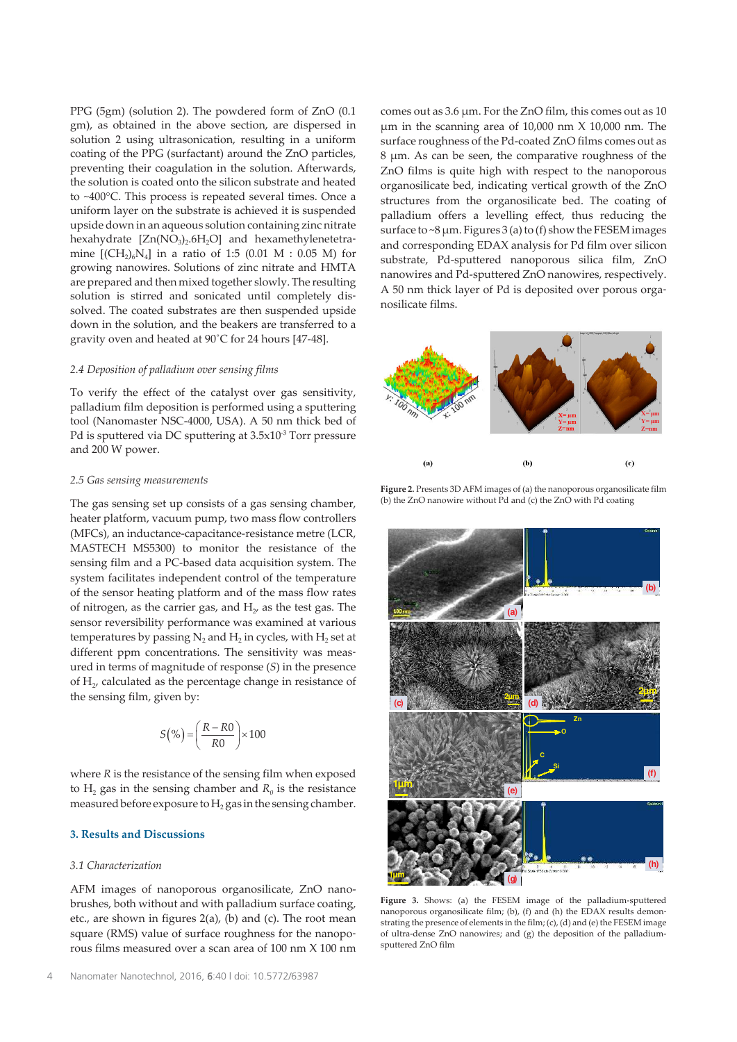PPG (5gm) (solution 2). The powdered form of ZnO (0.1 gm), as obtained in the above section, are dispersed in solution 2 using ultrasonication, resulting in a uniform coating of the PPG (surfactant) around the ZnO particles, preventing their coagulation in the solution. Afterwards, the solution is coated onto the silicon substrate and heated to ~400°C. This process is repeated several times. Once a uniform layer on the substrate is achieved it is suspended upside down in an aqueous solution containing zinc nitrate hexahydrate [$Zn(NO_3)_2.6H_2O$] and hexamethylenetetramine [$(CH_2)_6N_4$] in a ratio of 1:5 (0.01 M : 0.05 M) for growing nanowires. Solutions of zinc nitrate and HMTA are prepared and then mixed together slowly. The resulting solution is stirred and sonicated until completely dissolved. The coated substrates are then suspended upside down in the solution, and the beakers are transferred to a gravity oven and heated at 90°C for 24 hours [47-48].

### 2.4 Deposition of palladium over sensing films

To verify the effect of the catalyst over gas sensitivity, palladium film deposition is performed using a sputtering tool (Nanomaster NSC-4000, USA). A 50 nm thick bed of Pd is sputtered via DC sputtering at $3.5x10^{-3}$ Torr pressure and 200 W power.

### 2.5 Gas sensing measurements

The gas sensing set up consists of a gas sensing chamber, heater platform, vacuum pump, two mass flow controllers (MFCs), an inductance-capacitance-resistance metre (LCR, MASTECH MS5300) to monitor the resistance of the sensing film and a PC-based data acquisition system. The system facilitates independent control of the temperature of the sensor heating platform and of the mass flow rates of nitrogen, as the carrier gas, and $H_2$, as the test gas. The sensor reversibility performance was examined at various temperatures by passing $N_2$ and $H_2$ in cycles, with $H_2$ set at different ppm concentrations. The sensitivity was measured in terms of magnitude of response ($S$) in the presence of $H_2$, calculated as the percentage change in resistance of the sensing film, given by:

$$S(\%) = \left(\frac{R - R0}{R0}\right) \times 100$$

where $R$ is the resistance of the sensing film when exposed to $H_2$ gas in the sensing chamber and $R_0$ is the resistance measured before exposure to $H_2$ gas in the sensing chamber.

## 3. Results and Discussions

### 3.1 Characterization

AFM images of nanoporous organosilicate, ZnO nanobrushes, both without and with palladium surface coating, etc., are shown in figures 2(a), (b) and (c). The root mean square (RMS) value of surface roughness for the nanoporous films measured over a scan area of 100 nm X 100 nm comes out as 3.6 μm. For the ZnO film, this comes out as 10 μm in the scanning area of 10,000 nm X 10,000 nm. The surface roughness of the Pd-coated ZnO films comes out as 8 μm. As can be seen, the comparative roughness of the ZnO films is quite high with respect to the nanoporous organosilicate bed, indicating vertical growth of the ZnO structures from the organosilicate bed. The coating of palladium offers a levelling effect, thus reducing the surface to ~8 μm. Figures 3 (a) to (f) show the FESEM images and corresponding EDAX analysis for Pd film over silicon substrate, Pd-sputtered nanoporous silica film, ZnO nanowires and Pd-sputtered ZnO nanowires, respectively. A 50 nm thick layer of Pd is deposited over porous organosilicate films.

**Figure 2.** Presents 3D AFM images of (a) the nanoporous organosilicate film (b) the ZnO nanowire without Pd and (c) the ZnO with Pd coating

**Figure 3.** Shows: (a) the FESEM image of the palladium-sputtered nanoporous organosilicate film; (b), (f) and (h) the EDAX results demonstrating the presence of elements in the film; (c), (d) and (e) the FESEM image of ultra-dense ZnO nanowires; and (g) the deposition of the palladium-sputtered ZnO film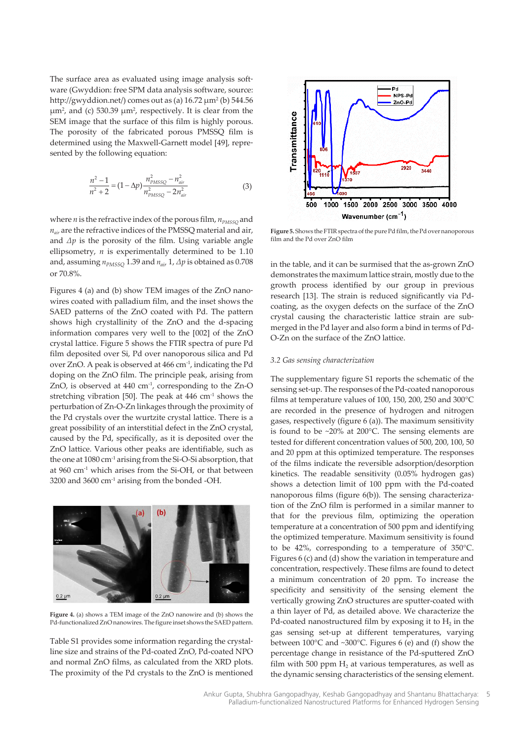The surface area as evaluated using image analysis software (Gwyddion: free SPM data analysis software, source: http://gwyddion.net/) comes out as (a) 16.72 μm$^2$ (b) 544.56 μm$^2$, and (c) 530.39 μm$^2$, respectively. It is clear from the SEM image that the surface of this film is highly porous. The porosity of the fabricated porous PMSSQ film is determined using the Maxwell-Garnett model [49], represented by the following equation:

$$\frac{n^2-1}{n^2+2}=(1-\Delta p)\frac{n^2_{PMSSQ}-n^2_{air}}{n^2_{PMSSQ}-2n^2_{air}} \tag{3}$$

where $n$ is the refractive index of the porous film, $n_{PMSSQ}$ and $n_{air}$ are the refractive indices of the PMSSQ material and air, and $\Delta p$ is the porosity of the film. Using variable angle ellipsometry, $n$ is experimentally determined to be 1.10 and, assuming $n_{PMSSQ}$ 1.39 and $n_{air}$ 1, $\Delta p$ is obtained as 0.708 or 70.8%.

Figures 4 (a) and (b) show TEM images of the ZnO nanowires coated with palladium film, and the inset shows the SAED patterns of the ZnO coated with Pd. The pattern shows high crystallinity of the ZnO and the d-spacing information compares very well to the [002] of the ZnO crystal lattice. Figure 5 shows the FTIR spectra of pure Pd film deposited over Si, Pd over nanoporous silica and Pd over ZnO. A peak is observed at 466 cm$^{-1}$, indicating the Pd doping on the ZnO film. The principle peak, arising from ZnO, is observed at 440 cm$^{-1}$, corresponding to the Zn-O stretching vibration [50]. The peak at 446 cm$^{-1}$ shows the perturbation of Zn-O-Zn linkages through the proximity of the Pd crystals over the wurtzite crystal lattice. There is a great possibility of an interstitial defect in the ZnO crystal, caused by the Pd, specifically, as it is deposited over the ZnO lattice. Various other peaks are identifiable, such as the one at 1080 cm$^{-1}$ arising from the Si-O-Si absorption, that at 960 cm$^{-1}$ which arises from the Si-OH, or that between 3200 and 3600 cm$^{-1}$ arising from the bonded -OH.

**Figure 4.** (a) shows a TEM image of the ZnO nanowire and (b) shows the Pd-functionalized ZnO nanowires. The figure inset shows the SAED pattern.

Table S1 provides some information regarding the crystalline size and strains of the Pd-coated ZnO, Pd-coated NPO and normal ZnO films, as calculated from the XRD plots. The proximity of the Pd crystals to the ZnO is mentioned in the table, and it can be surmised that the as-grown ZnO demonstrates the maximum lattice strain, mostly due to the growth process identified by our group in previous research [13]. The strain is reduced significantly via Pd-coating, as the oxygen defects on the surface of the ZnO crystal causing the characteristic lattice strain are submerged in the Pd layer and also form a bind in terms of Pd-O-Zn on the surface of the ZnO lattice.

**Figure 5.** Shows the FTIR spectra of the pure Pd film, the Pd over nanoporous silica film and the Pd over ZnO film

### 3.2 Gas sensing characterization

The supplementary figure S1 reports the schematic of the sensing set-up. The responses of the Pd-coated nanoporous films at temperature values of 100, 150, 200, 250 and 300°C are recorded in the presence of hydrogen and nitrogen gases, respectively (figure 6 (a)). The maximum sensitivity is found to be ~20% at 200°C. The sensing elements are tested for different concentration values of 500, 200, 100, 50 and 20 ppm at this optimized temperature. The responses of the films indicate the reversible adsorption/desorption kinetics. The readable sensitivity (0.05% hydrogen gas) shows a detection limit of 100 ppm with the Pd-coated nanoporous films (figure 6(b)). The sensing characterization of the ZnO film is performed in a similar manner to that for the previous film, optimizing the operation temperature at a concentration of 500 ppm and identifying the optimized temperature. Maximum sensitivity is found to be 42%, corresponding to a temperature of 350°C. Figures 6 (c) and (d) show the variation in temperature and concentration, respectively. These films are found to detect a minimum concentration of 20 ppm. To increase the specificity and sensitivity of the sensing element the vertically growing ZnO structures are sputter-coated with a thin layer of Pd, as detailed above. We characterize the Pd-coated nanostructured film by exposing it to $H_2$ in the gas sensing set-up at different temperatures, varying between 100°C and ~300°C. Figures 6 (e) and (f) show the percentage change in resistance of the Pd-sputtered ZnO film with 500 ppm $H_2$ at various temperatures, as well as the dynamic sensing characteristics of the sensing element.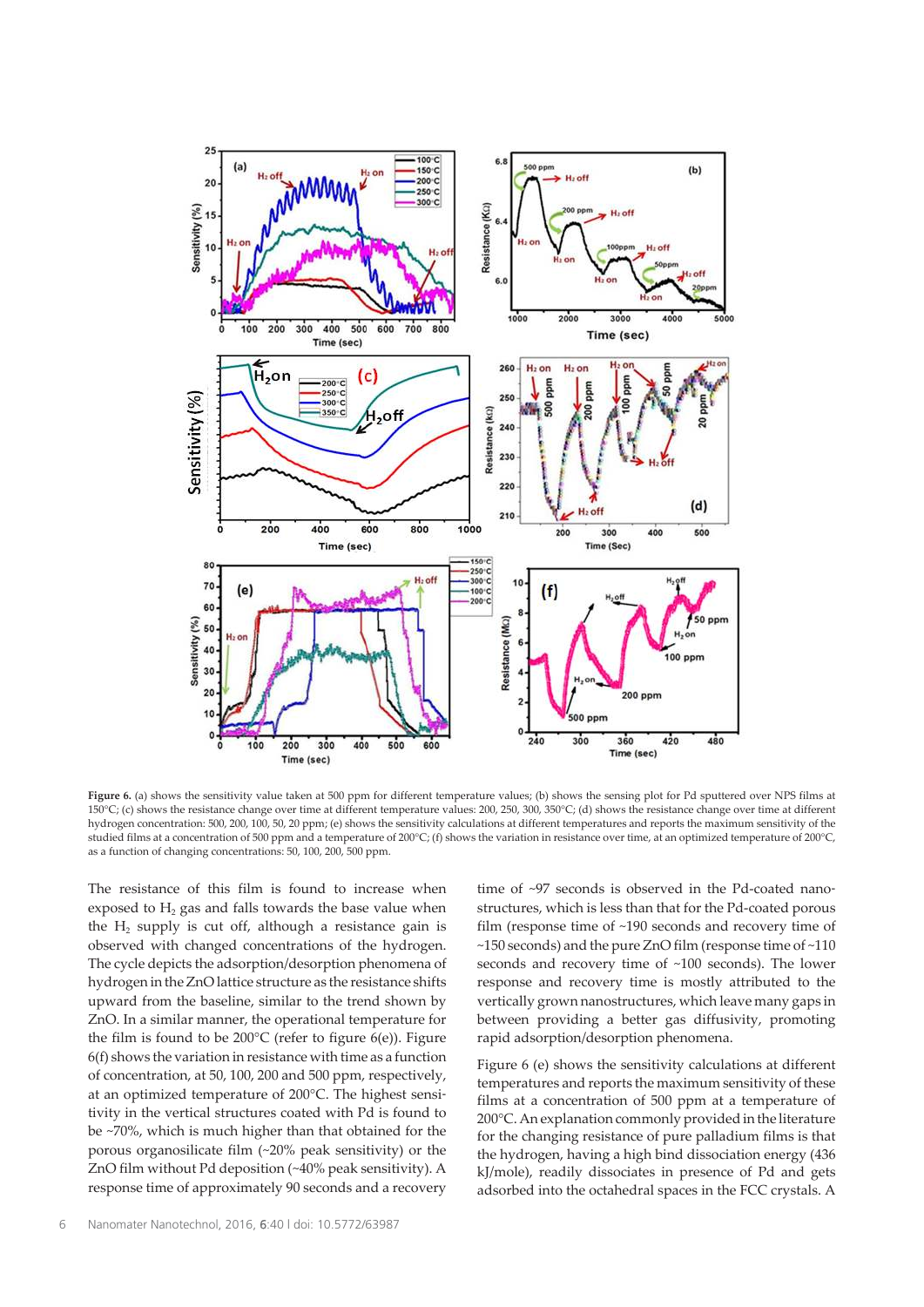**Figure 6.** (a) shows the sensitivity value taken at 500 ppm for different temperature values; (b) shows the sensing plot for Pd sputtered over NPS films at 150°C; (c) shows the resistance change over time at different temperature values: 200, 250, 300, 350°C; (d) shows the resistance change over time at different hydrogen concentration: 500, 200, 100, 50, 20 ppm; (e) shows the sensitivity calculations at different temperatures and reports the maximum sensitivity of the studied films at a concentration of 500 ppm and a temperature of 200°C; (f) shows the variation in resistance over time, at an optimized temperature of 200°C, as a function of changing concentrations: 50, 100, 200, 500 ppm.

The resistance of this film is found to increase when exposed to $H_2$ gas and falls towards the base value when the $H_2$ supply is cut off, although a resistance gain is observed with changed concentrations of the hydrogen. The cycle depicts the adsorption/desorption phenomena of hydrogen in the ZnO lattice structure as the resistance shifts upward from the baseline, similar to the trend shown by ZnO. In a similar manner, the operational temperature for the film is found to be 200°C (refer to figure 6(e)). Figure 6(f) shows the variation in resistance with time as a function of concentration, at 50, 100, 200 and 500 ppm, respectively, at an optimized temperature of 200°C. The highest sensitivity in the vertical structures coated with Pd is found to be ~70%, which is much higher than that obtained for the porous organosilicate film (~20% peak sensitivity) or the ZnO film without Pd deposition (~40% peak sensitivity). A response time of approximately 90 seconds and a recovery time of ~97 seconds is observed in the Pd-coated nanostructures, which is less than that for the Pd-coated porous film (response time of ~190 seconds and recovery time of ~150 seconds) and the pure ZnO film (response time of ~110 seconds and recovery time of ~100 seconds). The lower response and recovery time is mostly attributed to the vertically grown nanostructures, which leave many gaps in between providing a better gas diffusivity, promoting rapid adsorption/desorption phenomena.

Figure 6 (e) shows the sensitivity calculations at different temperatures and reports the maximum sensitivity of these films at a concentration of 500 ppm at a temperature of 200°C. An explanation commonly provided in the literature for the changing resistance of pure palladium films is that the hydrogen, having a high bind dissociation energy (436 kJ/mole), readily dissociates in presence of Pd and gets adsorbed into the octahedral spaces in the FCC crystals. A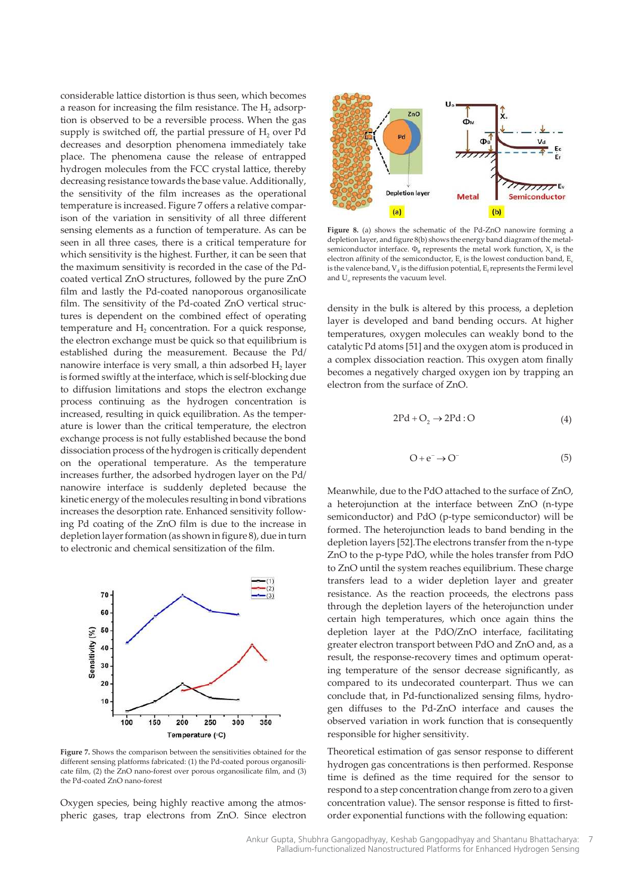considerable lattice distortion is thus seen, which becomes a reason for increasing the film resistance. The $H_2$ adsorption is observed to be a reversible process. When the gas supply is switched off, the partial pressure of $H_2$ over Pd decreases and desorption phenomena immediately take place. The phenomena cause the release of entrapped hydrogen molecules from the FCC crystal lattice, thereby decreasing resistance towards the base value. Additionally, the sensitivity of the film increases as the operational temperature is increased. Figure 7 offers a relative comparison of the variation in sensitivity of all three different sensing elements as a function of temperature. As can be seen in all three cases, there is a critical temperature for which sensitivity is the highest. Further, it can be seen that the maximum sensitivity is recorded in the case of the Pd-coated vertical ZnO structures, followed by the pure ZnO film and lastly the Pd-coated nanoporous organosilicate film. The sensitivity of the Pd-coated ZnO vertical structures is dependent on the combined effect of operating temperature and $H_2$ concentration. For a quick response, the electron exchange must be quick so that equilibrium is established during the measurement. Because the Pd/nanowire interface is very small, a thin adsorbed $H_2$ layer is formed swiftly at the interface, which is self-blocking due to diffusion limitations and stops the electron exchange process continuing as the hydrogen concentration is increased, resulting in quick equilibration. As the temperature is lower than the critical temperature, the electron exchange process is not fully established because the bond dissociation process of the hydrogen is critically dependent on the operational temperature. As the temperature increases further, the adsorbed hydrogen layer on the Pd/nanowire interface is suddenly depleted because the kinetic energy of the molecules resulting in bond vibrations increases the desorption rate. Enhanced sensitivity following Pd coating of the ZnO film is due to the increase in depletion layer formation (as shown in figure 8), due in turn to electronic and chemical sensitization of the film.

**Figure 7.** Shows the comparison between the sensitivities obtained for the different sensing platforms fabricated: (1) the Pd-coated porous organosilicate film, (2) the ZnO nano-forest over porous organosilicate film, and (3) the Pd-coated ZnO nano-forest

Oxygen species, being highly reactive among the atmospheric gases, trap electrons from ZnO. Since electron density in the bulk is altered by this process, a depletion layer is developed and band bending occurs. At higher temperatures, oxygen molecules can weakly bond to the catalytic Pd atoms [51] and the oxygen atom is produced in a complex dissociation reaction. This oxygen atom finally becomes a negatively charged oxygen ion by trapping an electron from the surface of ZnO.

**Figure 8.** (a) shows the schematic of the Pd-ZnO nanowire forming a depletion layer, and figure 8(b) shows the energy band diagram of the metal-semiconductor interface. $\Phi_B$ represents the metal work function, $X_c$ is the electron affinity of the semiconductor, $E_c$ is the lowest conduction band, $E_v$ is the valence band, $V_d$ is the diffusion potential, $E_f$ represents the Fermi level and $U_o$ represents the vacuum level.

$$2Pd + O_2 \rightarrow 2Pd:O \tag{4}$$

$$O + e^- \rightarrow O^- \tag{5}$$

Meanwhile, due to the PdO attached to the surface of ZnO, a heterojunction at the interface between ZnO (n-type semiconductor) and PdO (p-type semiconductor) will be formed. The heterojunction leads to band bending in the depletion layers [52]. The electrons transfer from the n-type ZnO to the p-type PdO, while the holes transfer from PdO to ZnO until the system reaches equilibrium. These charge transfers lead to a wider depletion layer and greater resistance. As the reaction proceeds, the electrons pass through the depletion layers of the heterojunction under certain high temperatures, which once again thins the depletion layer at the PdO/ZnO interface, facilitating greater electron transport between PdO and ZnO and, as a result, the response-recovery times and optimum operating temperature of the sensor decrease significantly, as compared to its undecorated counterpart. Thus we can conclude that, in Pd-functionalized sensing films, hydrogen diffuses to the Pd-ZnO interface and causes the observed variation in work function that is consequently responsible for higher sensitivity.

Theoretical estimation of gas sensor response to different hydrogen gas concentrations is then performed. Response time is defined as the time required for the sensor to respond to a step concentration change from zero to a given concentration value). The sensor response is fitted to first-order exponential functions with the following equation: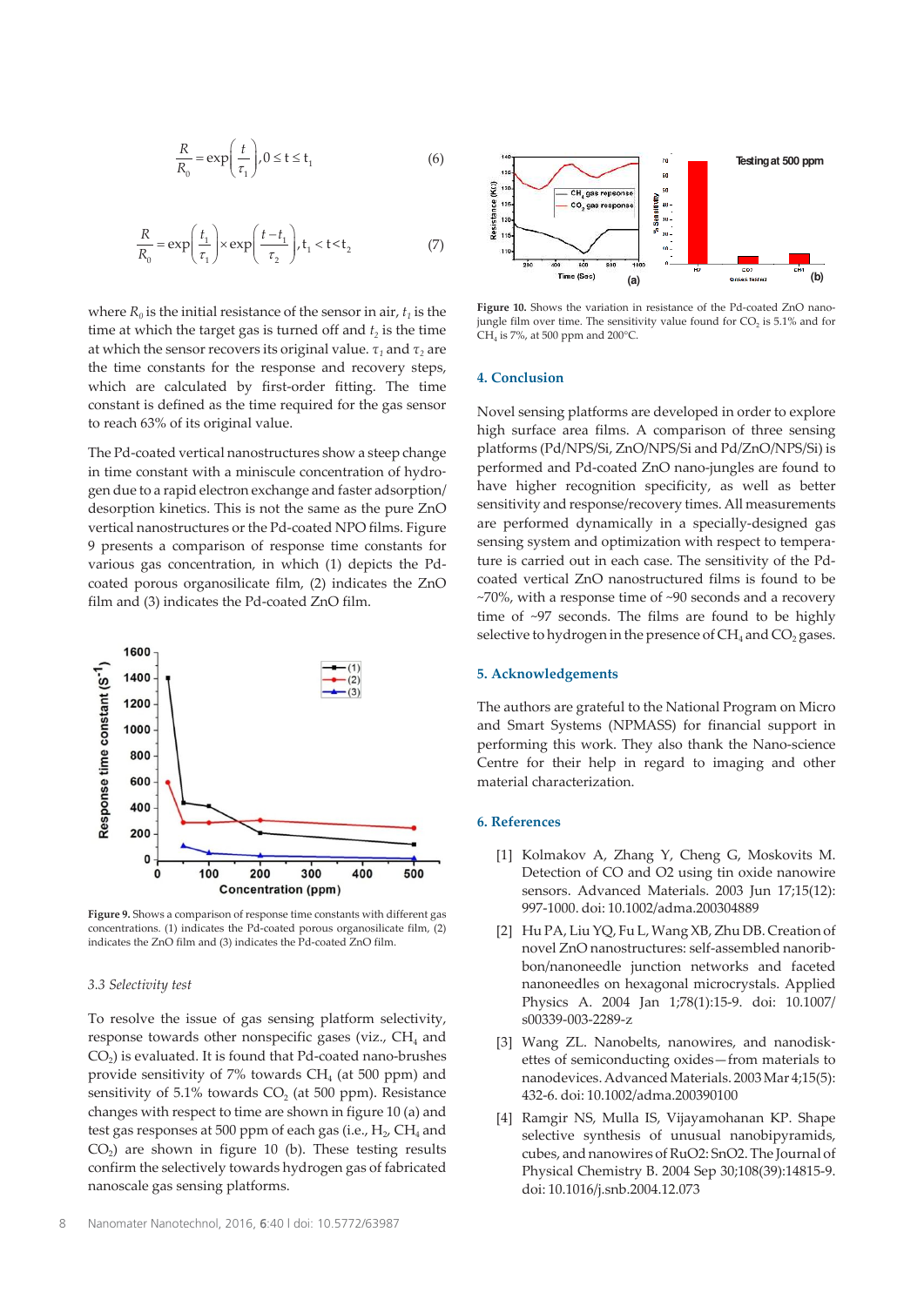$$\frac{R}{R_0} = \exp\left(\frac{t}{\tau_1}\right), 0 \le t \le t_1 \tag{6}$$

$$\frac{R}{R_0} = \exp\left(\frac{t_1}{\tau_1}\right) \times \exp\left(\frac{t - t_1}{\tau_2}\right), t_1 < t < t_2 \tag{7}$$

where $R_0$ is the initial resistance of the sensor in air, $t_1$ is the time at which the target gas is turned off and $t_2$ is the time at which the sensor recovers its original value. $\tau_1$ and $\tau_2$ are the time constants for the response and recovery steps, which are calculated by first-order fitting. The time constant is defined as the time required for the gas sensor to reach 63% of its original value.

The Pd-coated vertical nanostructures show a steep change in time constant with a miniscule concentration of hydrogen due to a rapid electron exchange and faster adsorption/desorption kinetics. This is not the same as the pure ZnO vertical nanostructures or the Pd-coated NPO films. Figure 9 presents a comparison of response time constants for various gas concentration, in which (1) depicts the Pd-coated porous organosilicate film, (2) indicates the ZnO film and (3) indicates the Pd-coated ZnO film.

**Figure 9.** Shows a comparison of response time constants with different gas concentrations. (1) indicates the Pd-coated porous organosilicate film, (2) indicates the ZnO film and (3) indicates the Pd-coated ZnO film.

*3.3 Selectivity test*

To resolve the issue of gas sensing platform selectivity, response towards other nonspecific gases (viz., $CH_4$ and $CO_2$) is evaluated. It is found that Pd-coated nano-brushes provide sensitivity of 7% towards $CH_4$ (at 500 ppm) and sensitivity of 5.1% towards $CO_2$ (at 500 ppm). Resistance changes with respect to time are shown in figure 10 (a) and test gas responses at 500 ppm of each gas (i.e., $H_2$, $CH_4$ and $CO_2$) are shown in figure 10 (b). These testing results confirm the selectively towards hydrogen gas of fabricated nanoscale gas sensing platforms.

**Figure 10.** Shows the variation in resistance of the Pd-coated ZnO nano-jungle film over time. The sensitivity value found for $CO_2$ is 5.1% and for $CH_4$ is 7%, at 500 ppm and 200°C.

## 4. Conclusion

Novel sensing platforms are developed in order to explore high surface area films. A comparison of three sensing platforms (Pd/NPS/Si, ZnO/NPS/Si and Pd/ZnO/NPS/Si) is performed and Pd-coated ZnO nano-jungles are found to have higher recognition specificity, as well as better sensitivity and response/recovery times. All measurements are performed dynamically in a specially-designed gas sensing system and optimization with respect to temperature is carried out in each case. The sensitivity of the Pd-coated vertical ZnO nanostructured films is found to be ~70%, with a response time of ~90 seconds and a recovery time of ~97 seconds. The films are found to be highly selective to hydrogen in the presence of $CH_4$ and $CO_2$ gases.

## 5. Acknowledgements

The authors are grateful to the National Program on Micro and Smart Systems (NPMASS) for financial support in performing this work. They also thank the Nano-science Centre for their help in regard to imaging and other material characterization.

## 6. References

[1] Kolmakov A, Zhang Y, Cheng G, Moskovits M. Detection of CO and O2 using tin oxide nanowire sensors. Advanced Materials. 2003 Jun 17;15(12): 997-1000. doi: 10.1002/adma.200304889

[2] Hu PA, Liu YQ, Fu L, Wang XB, Zhu DB. Creation of novel ZnO nanostructures: self-assembled nanoribbon/nanoneedle junction networks and faceted nanoneedles on hexagonal microcrystals. Applied Physics A. 2004 Jan 1;78(1):15-9. doi: 10.1007/s00339-003-2289-z

[3] Wang ZL. Nanobelts, nanowires, and nanodiskettes of semiconducting oxides—from materials to nanodevices. Advanced Materials. 2003 Mar 4;15(5): 432-6. doi: 10.1002/adma.200390100

[4] Ramgir NS, Mulla IS, Vijayamohanan KP. Shape selective synthesis of unusual nanobipyramids, cubes, and nanowires of RuO2: SnO2. The Journal of Physical Chemistry B. 2004 Sep 30;108(39):14815-9. doi: 10.1016/j.snb.2004.12.073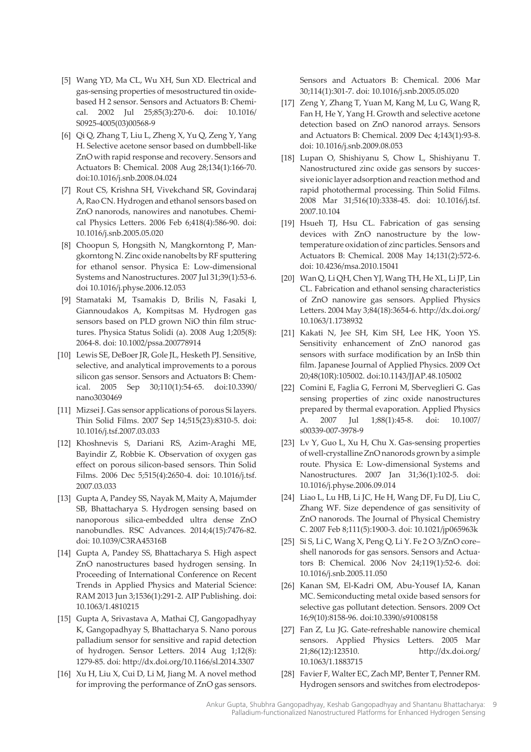[5] Wang YD, Ma CL, Wu XH, Sun XD. Electrical and gas-sensing properties of mesostructured tin oxide-based H 2 sensor. Sensors and Actuators B: Chemical. 2002 Jul 25;85(3):270-6. doi: 10.1016/S0925-4005(03)00568-9

[6] Qi Q, Zhang T, Liu L, Zheng X, Yu Q, Zeng Y, Yang H. Selective acetone sensor based on dumbbell-like ZnO with rapid response and recovery. Sensors and Actuators B: Chemical. 2008 Aug 28;134(1):166-70. doi:10.1016/j.snb.2008.04.024

[7] Rout CS, Krishna SH, Vivekchand SR, Govindaraj A, Rao CN. Hydrogen and ethanol sensors based on ZnO nanorods, nanowires and nanotubes. Chemical Physics Letters. 2006 Feb 6;418(4):586-90. doi: 10.1016/j.snb.2005.05.020

[8] Choopun S, Hongsith N, Mangkorntong P, Mangkorntong N. Zinc oxide nanobelts by RF sputtering for ethanol sensor. Physica E: Low-dimensional Systems and Nanostructures. 2007 Jul 31;39(1):53-6. doi 10.1016/j.physe.2006.12.053

[9] Stamataki M, Tsamakis D, Brilis N, Fasaki I, Giannoudakos A, Kompitsas M. Hydrogen gas sensors based on PLD grown NiO thin film structures. Physica Status Solidi (a). 2008 Aug 1;205(8): 2064-8. doi: 10.1002/pssa.200778914

[10] Lewis SE, DeBoer JR, Gole JL, Hesketh PJ. Sensitive, selective, and analytical improvements to a porous silicon gas sensor. Sensors and Actuators B: Chemical. 2005 Sep 30;110(1):54-65. doi:10.3390/nano3030469

[11] Mizsei J. Gas sensor applications of porous Si layers. Thin Solid Films. 2007 Sep 14;515(23):8310-5. doi: 10.1016/j.tsf.2007.03.033

[12] Khoshnevis S, Dariani RS, Azim-Araghi ME, Bayindir Z, Robbie K. Observation of oxygen gas effect on porous silicon-based sensors. Thin Solid Films. 2006 Dec 5;515(4):2650-4. doi: 10.1016/j.tsf.2007.03.033

[13] Gupta A, Pandey SS, Nayak M, Maity A, Majumder SB, Bhattacharya S. Hydrogen sensing based on nanoporous silica-embedded ultra dense ZnO nanobundles. RSC Advances. 2014;4(15):7476-82. doi: 10.1039/C3RA45316B

[14] Gupta A, Pandey SS, Bhattacharya S. High aspect ZnO nanostructures based hydrogen sensing. In Proceeding of International Conference on Recent Trends in Applied Physics and Material Science: RAM 2013 Jun 3;1536(1):291-2. AIP Publishing. doi: 10.1063/1.4810215

[15] Gupta A, Srivastava A, Mathai CJ, Gangopadhyay K, Gangopadhyay S, Bhattacharya S. Nano porous palladium sensor for sensitive and rapid detection of hydrogen. Sensor Letters. 2014 Aug 1;12(8): 1279-85. doi: http://dx.doi.org/10.1166/sl.2014.3307

[16] Xu H, Liu X, Cui D, Li M, Jiang M. A novel method for improving the performance of ZnO gas sensors. Sensors and Actuators B: Chemical. 2006 Mar 30;114(1):301-7. doi: 10.1016/j.snb.2005.05.020

[17] Zeng Y, Zhang T, Yuan M, Kang M, Lu G, Wang R, Fan H, He Y, Yang H. Growth and selective acetone detection based on ZnO nanorod arrays. Sensors and Actuators B: Chemical. 2009 Dec 4;143(1):93-8. doi: 10.1016/j.snb.2009.08.053

[18] Lupan O, Shishiyanu S, Chow L, Shishiyanu T. Nanostructured zinc oxide gas sensors by successive ionic layer adsorption and reaction method and rapid photothermal processing. Thin Solid Films. 2008 Mar 31;516(10):3338-45. doi: 10.1016/j.tsf.2007.10.104

[19] Hsueh TJ, Hsu CL. Fabrication of gas sensing devices with ZnO nanostructure by the low-temperature oxidation of zinc particles. Sensors and Actuators B: Chemical. 2008 May 14;131(2):572-6. doi: 10.4236/msa.2010.15041

[20] Wan Q, Li QH, Chen YJ, Wang TH, He XL, Li JP, Lin CL. Fabrication and ethanol sensing characteristics of ZnO nanowire gas sensors. Applied Physics Letters. 2004 May 3;84(18):3654-6. http://dx.doi.org/10.1063/1.1738932

[21] Kakati N, Jee SH, Kim SH, Lee HK, Yoon YS. Sensitivity enhancement of ZnO nanorod gas sensors with surface modification by an InSb thin film. Japanese Journal of Applied Physics. 2009 Oct 20;48(10R):105002. doi:10.1143/JJAP.48.105002

[22] Comini E, Faglia G, Ferroni M, Sberveglieri G. Gas sensing properties of zinc oxide nanostructures prepared by thermal evaporation. Applied Physics A. 2007 Jul 1;88(1):45-8. doi: 10.1007/s00339-007-3978-9

[23] Lv Y, Guo L, Xu H, Chu X. Gas-sensing properties of well-crystalline ZnO nanorods grown by a simple route. Physica E: Low-dimensional Systems and Nanostructures. 2007 Jan 31;36(1):102-5. doi: 10.1016/j.physe.2006.09.014

[24] Liao L, Lu HB, Li JC, He H, Wang DF, Fu DJ, Liu C, Zhang WF. Size dependence of gas sensitivity of ZnO nanorods. The Journal of Physical Chemistry C. 2007 Feb 8;111(5):1900-3. doi: 10.1021/jp065963k

[25] Si S, Li C, Wang X, Peng Q, Li Y. Fe 2 O 3/ZnO core–shell nanorods for gas sensors. Sensors and Actuators B: Chemical. 2006 Nov 24;119(1):52-6. doi: 10.1016/j.snb.2005.11.050

[26] Kanan SM, El-Kadri OM, Abu-Yousef IA, Kanan MC. Semiconducting metal oxide based sensors for selective gas pollutant detection. Sensors. 2009 Oct 16;9(10):8158-96. doi:10.3390/s91008158

[27] Fan Z, Lu JG. Gate-refreshable nanowire chemical sensors. Applied Physics Letters. 2005 Mar 21;86(12):123510. http://dx.doi.org/10.1063/1.1883715

[28] Favier F, Walter EC, Zach MP, Benter T, Penner RM. Hydrogen sensors and switches from electrodepos-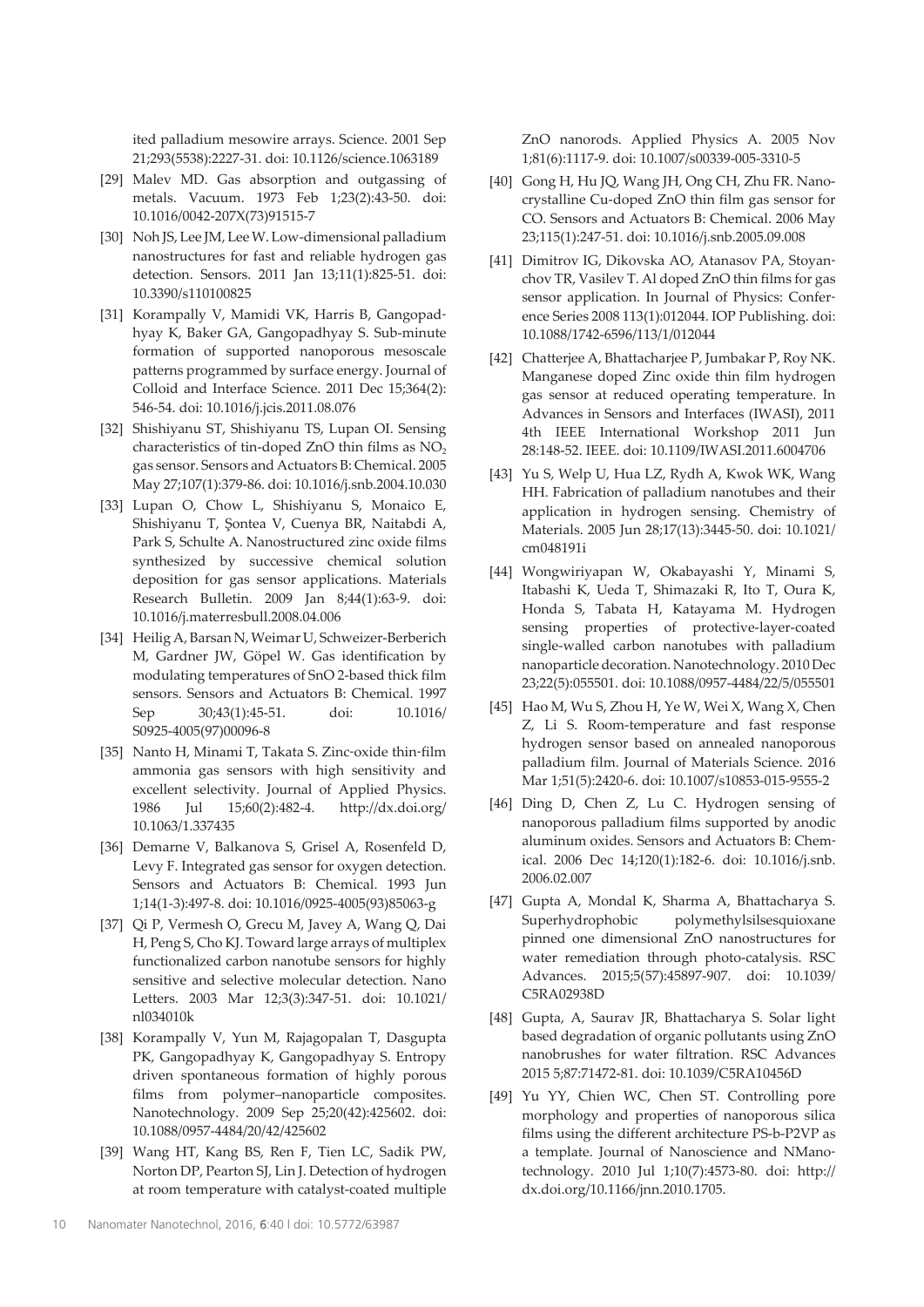ited palladium mesowire arrays. Science. 2001 Sep 21;293(5538):2227-31. doi: 10.1126/science.1063189

[29] Malev MD. Gas absorption and outgassing of metals. Vacuum. 1973 Feb 1;23(2):43-50. doi: 10.1016/0042-207X(73)91515-7

[30] Noh JS, Lee JM, Lee W. Low-dimensional palladium nanostructures for fast and reliable hydrogen gas detection. Sensors. 2011 Jan 13;11(1):825-51. doi: 10.3390/s110100825

[31] Korampally V, Mamidi VK, Harris B, Gangopadhyay K, Baker GA, Gangopadhyay S. Sub-minute formation of supported nanoporous mesoscale patterns programmed by surface energy. Journal of Colloid and Interface Science. 2011 Dec 15;364(2): 546-54. doi: 10.1016/j.jcis.2011.08.076

[32] Shishiyanu ST, Shishiyanu TS, Lupan OI. Sensing characteristics of tin-doped ZnO thin films as $NO_2$ gas sensor. Sensors and Actuators B: Chemical. 2005 May 27;107(1):379-86. doi: 10.1016/j.snb.2004.10.030

[33] Lupan O, Chow L, Shishiyanu S, Monaico E, Shishiyanu T, Şontea V, Cuenya BR, Naitabdi A, Park S, Schulte A. Nanostructured zinc oxide films synthesized by successive chemical solution deposition for gas sensor applications. Materials Research Bulletin. 2009 Jan 8;44(1):63-9. doi: 10.1016/j.materresbull.2008.04.006

[34] Heilig A, Barsan N, Weimar U, Schweizer-Berberich M, Gardner JW, Göpel W. Gas identification by modulating temperatures of SnO 2-based thick film sensors. Sensors and Actuators B: Chemical. 1997 Sep 30;43(1):45-51. doi: 10.1016/S0925-4005(97)00096-8

[35] Nanto H, Minami T, Takata S. Zinc-oxide thin-film ammonia gas sensors with high sensitivity and excellent selectivity. Journal of Applied Physics. 1986 Jul 15;60(2):482-4. http://dx.doi.org/10.1063/1.337435

[36] Demarne V, Balkanova S, Grisel A, Rosenfeld D, Levy F. Integrated gas sensor for oxygen detection. Sensors and Actuators B: Chemical. 1993 Jun 1;14(1-3):497-8. doi: 10.1016/0925-4005(93)85063-g

[37] Qi P, Vermesh O, Grecu M, Javey A, Wang Q, Dai H, Peng S, Cho KJ. Toward large arrays of multiplex functionalized carbon nanotube sensors for highly sensitive and selective molecular detection. Nano Letters. 2003 Mar 12;3(3):347-51. doi: 10.1021/nl034010k

[38] Korampally V, Yun M, Rajagopalan T, Dasgupta PK, Gangopadhyay K, Gangopadhyay S. Entropy driven spontaneous formation of highly porous films from polymer–nanoparticle composites. Nanotechnology. 2009 Sep 25;20(42):425602. doi: 10.1088/0957-4484/20/42/425602

[39] Wang HT, Kang BS, Ren F, Tien LC, Sadik PW, Norton DP, Pearton SJ, Lin J. Detection of hydrogen at room temperature with catalyst-coated multiple ZnO nanorods. Applied Physics A. 2005 Nov 1;81(6):1117-9. doi: 10.1007/s00339-005-3310-5

[40] Gong H, Hu JQ, Wang JH, Ong CH, Zhu FR. Nano-crystalline Cu-doped ZnO thin film gas sensor for CO. Sensors and Actuators B: Chemical. 2006 May 23;115(1):247-51. doi: 10.1016/j.snb.2005.09.008

[41] Dimitrov IG, Dikovska AO, Atanasov PA, Stoyanchov TR, Vasilev T. Al doped ZnO thin films for gas sensor application. In Journal of Physics: Conference Series 2008 113(1):012044. IOP Publishing. doi: 10.1088/1742-6596/113/1/012044

[42] Chatterjee A, Bhattacharjee P, Jumbakar P, Roy NK. Manganese doped Zinc oxide thin film hydrogen gas sensor at reduced operating temperature. In Advances in Sensors and Interfaces (IWASI), 2011 4th IEEE International Workshop 2011 Jun 28:148-52. IEEE. doi: 10.1109/IWASI.2011.6004706

[43] Yu S, Welp U, Hua LZ, Rydh A, Kwok WK, Wang HH. Fabrication of palladium nanotubes and their application in hydrogen sensing. Chemistry of Materials. 2005 Jun 28;17(13):3445-50. doi: 10.1021/cm048191i

[44] Wongwiriyapan W, Okabayashi Y, Minami S, Itabashi K, Ueda T, Shimazaki R, Ito T, Oura K, Honda S, Tabata H, Katayama M. Hydrogen sensing properties of protective-layer-coated single-walled carbon nanotubes with palladium nanoparticle decoration. Nanotechnology. 2010 Dec 23;22(5):055501. doi: 10.1088/0957-4484/22/5/055501

[45] Hao M, Wu S, Zhou H, Ye W, Wei X, Wang X, Chen Z, Li S. Room-temperature and fast response hydrogen sensor based on annealed nanoporous palladium film. Journal of Materials Science. 2016 Mar 1;51(5):2420-6. doi: 10.1007/s10853-015-9555-2

[46] Ding D, Chen Z, Lu C. Hydrogen sensing of nanoporous palladium films supported by anodic aluminum oxides. Sensors and Actuators B: Chemical. 2006 Dec 14;120(1):182-6. doi: 10.1016/j.snb.2006.02.007

[47] Gupta A, Mondal K, Sharma A, Bhattacharya S. Superhydrophobic polymethylsilsesquioxane pinned one dimensional ZnO nanostructures for water remediation through photo-catalysis. RSC Advances. 2015;5(57):45897-907. doi: 10.1039/C5RA02938D

[48] Gupta, A, Saurav JR, Bhattacharya S. Solar light based degradation of organic pollutants using ZnO nanobrushes for water filtration. RSC Advances 2015 5;87:71472-81. doi: 10.1039/C5RA10456D

[49] Yu YY, Chien WC, Chen ST. Controlling pore morphology and properties of nanoporous silica films using the different architecture PS-b-P2VP as a template. Journal of Nanoscience and NManotechnology. 2010 Jul 1;10(7):4573-80. doi: http://dx.doi.org/10.1166/jnn.2010.1705.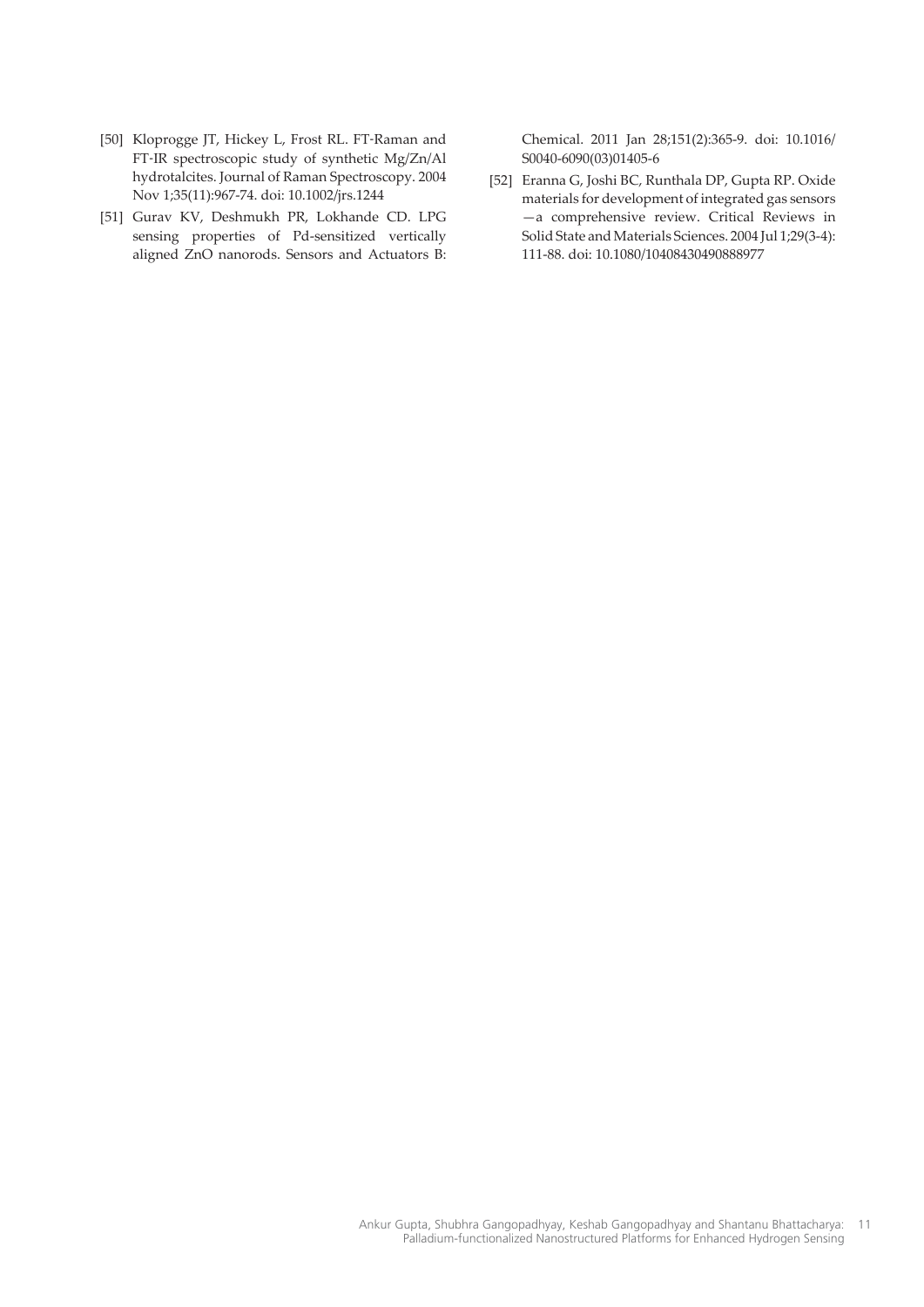[50] Kloprogge JT, Hickey L, Frost RL. FT-Raman and FT-IR spectroscopic study of synthetic Mg/Zn/Al hydrotalcites. Journal of Raman Spectroscopy. 2004 Nov 1;35(11):967-74. doi: 10.1002/jrs.1244

[51] Gurav KV, Deshmukh PR, Lokhande CD. LPG sensing properties of Pd-sensitized vertically aligned ZnO nanorods. Sensors and Actuators B: Chemical. 2011 Jan 28;151(2):365-9. doi: 10.1016/S0040-6090(03)01405-6

[52] Eranna G, Joshi BC, Runthala DP, Gupta RP. Oxide materials for development of integrated gas sensors—a comprehensive review. Critical Reviews in Solid State and Materials Sciences. 2004 Jul 1;29(3-4):111-88. doi: 10.1080/10408430490888977